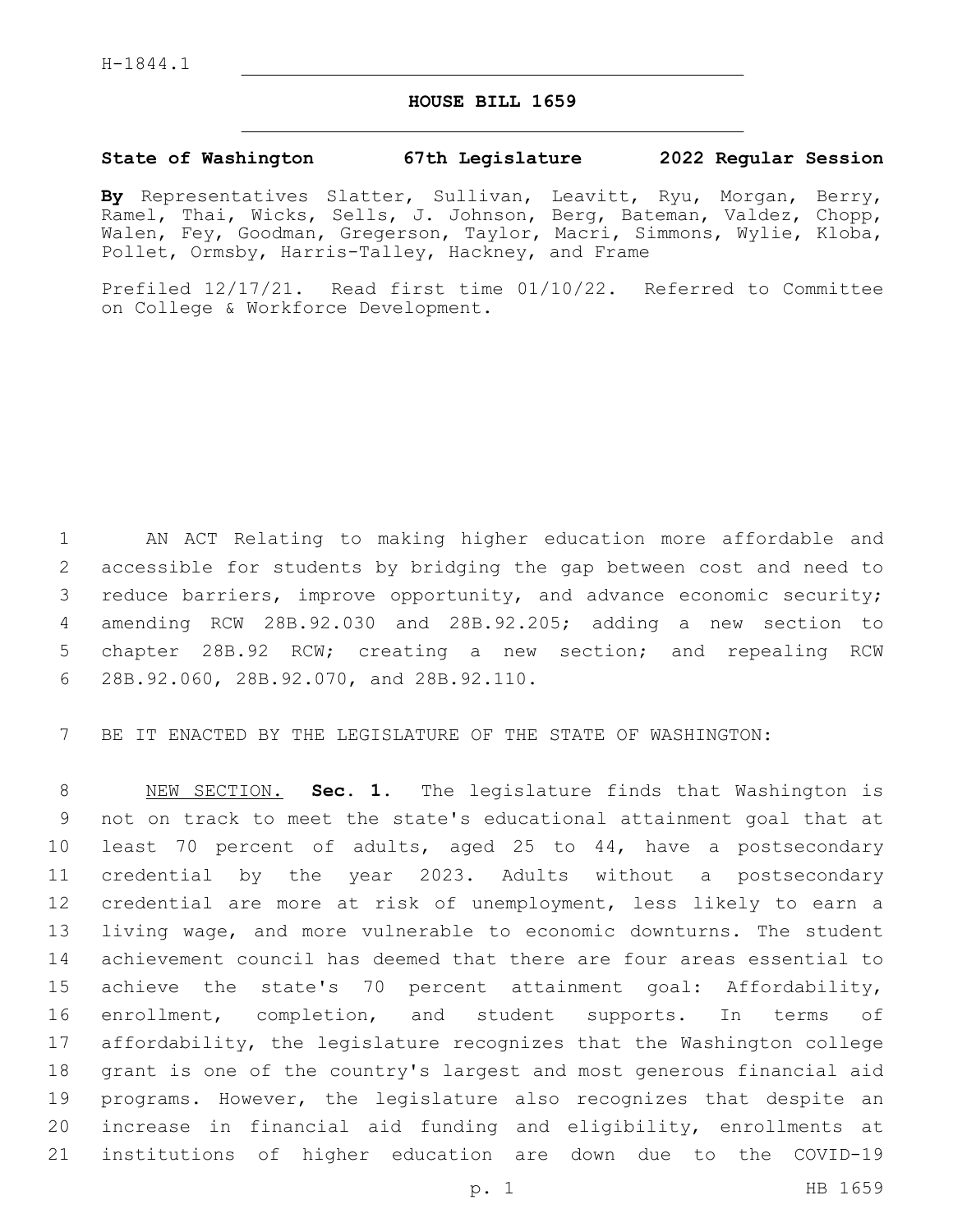H-1844.1

# HOUSE BILL 1659

**State of Washington 67th Legislature 2022 Regular Session**

**By** Representatives Slatter, Sullivan, Leavitt, Ryu, Morgan, Berry, Ramel, Thai, Wicks, Sells, J. Johnson, Berg, Bateman, Valdez, Chopp, Walen, Fey, Goodman, Gregerson, Taylor, Macri, Simmons, Wylie, Kloba, Pollet, Ormsby, Harris-Talley, Hackney, and Frame

Prefiled 12/17/21. Read first time 01/10/22. Referred to Committee on College & Workforce Development.

AN ACT Relating to making higher education more affordable and accessible for students by bridging the gap between cost and need to reduce barriers, improve opportunity, and advance economic security; amending RCW 28B.92.030 and 28B.92.205; adding a new section to chapter 28B.92 RCW; creating a new section; and repealing RCW 28B.92.060, 28B.92.070, and 28B.92.110.

BE IT ENACTED BY THE LEGISLATURE OF THE STATE OF WASHINGTON:

NEW SECTION. **Sec. 1.** The legislature finds that Washington is not on track to meet the state's educational attainment goal that at least 70 percent of adults, aged 25 to 44, have a postsecondary credential by the year 2023. Adults without a postsecondary credential are more at risk of unemployment, less likely to earn a living wage, and more vulnerable to economic downturns. The student achievement council has deemed that there are four areas essential to achieve the state's 70 percent attainment goal: Affordability, enrollment, completion, and student supports. In terms of affordability, the legislature recognizes that the Washington college grant is one of the country's largest and most generous financial aid programs. However, the legislature also recognizes that despite an increase in financial aid funding and eligibility, enrollments at institutions of higher education are down due to the COVID-19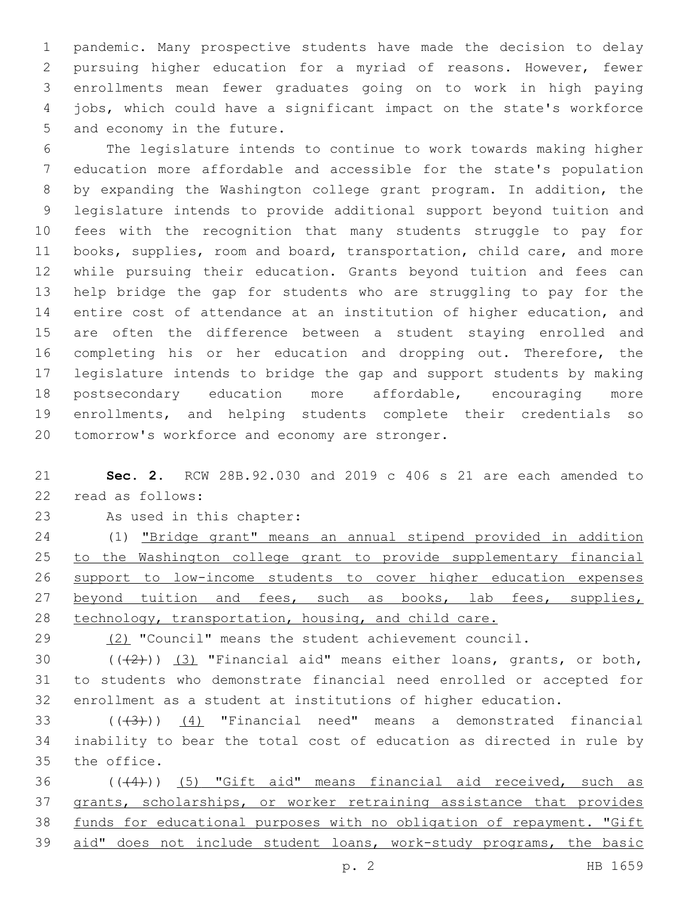pandemic. Many prospective students have made the decision to delay pursuing higher education for a myriad of reasons. However, fewer enrollments mean fewer graduates going on to work in high paying jobs, which could have a significant impact on the state's workforce and economy in the future.

The legislature intends to continue to work towards making higher education more affordable and accessible for the state's population by expanding the Washington college grant program. In addition, the legislature intends to provide additional support beyond tuition and fees with the recognition that many students struggle to pay for books, supplies, room and board, transportation, child care, and more while pursuing their education. Grants beyond tuition and fees can help bridge the gap for students who are struggling to pay for the entire cost of attendance at an institution of higher education, and are often the difference between a student staying enrolled and completing his or her education and dropping out. Therefore, the legislature intends to bridge the gap and support students by making postsecondary education more affordable, encouraging more enrollments, and helping students complete their credentials so tomorrow's workforce and economy are stronger.

**Sec. 2.** RCW 28B.92.030 and 2019 c 406 s 21 are each amended to read as follows:

As used in this chapter:

(1) <u>"Bridge grant" means an annual stipend provided in addition to the Washington college grant to provide supplementary financial support to low-income students to cover higher education expenses beyond tuition and fees, such as books, lab fees, supplies, technology, transportation, housing, and child care.</u>

<u>(2)</u> "Council" means the student achievement council.

~~((2))~~ <u>(3)</u> "Financial aid" means either loans, grants, or both, to students who demonstrate financial need enrolled or accepted for enrollment as a student at institutions of higher education.

~~((3))~~ <u>(4)</u> "Financial need" means a demonstrated financial inability to bear the total cost of education as directed in rule by the office.

~~((4))~~ <u>(5) "Gift aid" means financial aid received, such as grants, scholarships, or worker retraining assistance that provides funds for educational purposes with no obligation of repayment. "Gift aid" does not include student loans, work-study programs, the basic</u>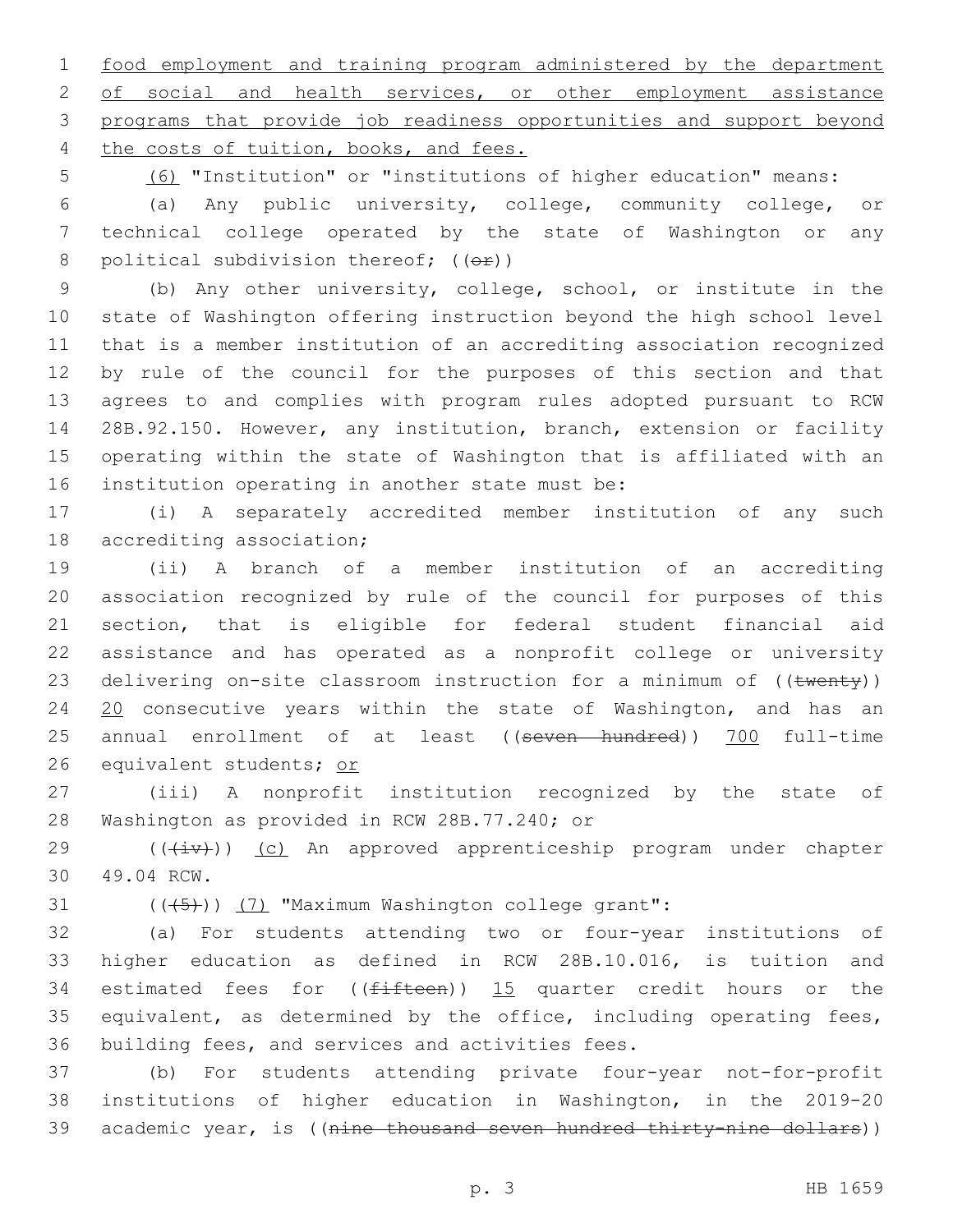food employment and training program administered by the department of social and health services, or other employment assistance programs that provide job readiness opportunities and support beyond the costs of tuition, books, and fees.

(6) "Institution" or "institutions of higher education" means:

(a) Any public university, college, community college, or technical college operated by the state of Washington or any political subdivision thereof; ((or))

(b) Any other university, college, school, or institute in the state of Washington offering instruction beyond the high school level that is a member institution of an accrediting association recognized by rule of the council for the purposes of this section and that agrees to and complies with program rules adopted pursuant to RCW 28B.92.150. However, any institution, branch, extension or facility operating within the state of Washington that is affiliated with an institution operating in another state must be:

(i) A separately accredited member institution of any such accrediting association;

(ii) A branch of a member institution of an accrediting association recognized by rule of the council for purposes of this section, that is eligible for federal student financial aid assistance and has operated as a nonprofit college or university delivering on-site classroom instruction for a minimum of ((~~twenty~~)) 20 consecutive years within the state of Washington, and has an annual enrollment of at least ((~~seven hundred~~)) 700 full-time equivalent students; or

(iii) A nonprofit institution recognized by the state of Washington as provided in RCW 28B.77.240; or

((~~(iv)~~)) (c) An approved apprenticeship program under chapter 49.04 RCW.

((~~(5)~~)) (7) "Maximum Washington college grant":

(a) For students attending two or four-year institutions of higher education as defined in RCW 28B.10.016, is tuition and estimated fees for ((~~fifteen~~)) 15 quarter credit hours or the equivalent, as determined by the office, including operating fees, building fees, and services and activities fees.

(b) For students attending private four-year not-for-profit institutions of higher education in Washington, in the 2019-20 academic year, is ((~~nine thousand seven hundred thirty-nine dollars~~))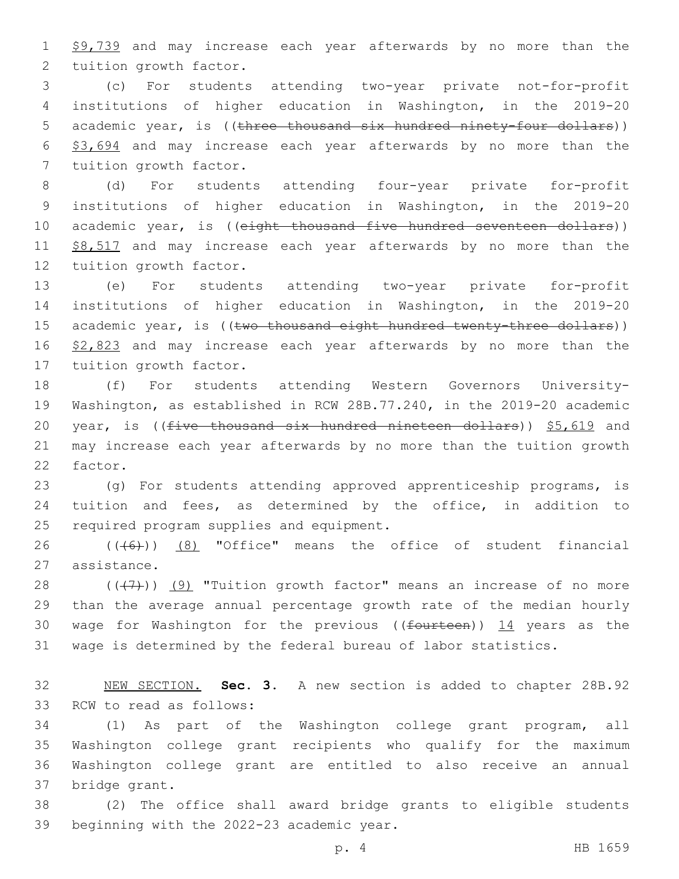$9,739 and may increase each year afterwards by no more than the tuition growth factor.

(c) For students attending two-year private not-for-profit institutions of higher education in Washington, in the 2019-20 academic year, is ((~~three thousand six hundred ninety-four dollars~~)) <u>$3,694</u> and may increase each year afterwards by no more than the tuition growth factor.

(d) For students attending four-year private for-profit institutions of higher education in Washington, in the 2019-20 academic year, is ((~~eight thousand five hundred seventeen dollars~~)) <u>$8,517</u> and may increase each year afterwards by no more than the tuition growth factor.

(e) For students attending two-year private for-profit institutions of higher education in Washington, in the 2019-20 academic year, is ((~~two thousand eight hundred twenty-three dollars~~)) <u>$2,823</u> and may increase each year afterwards by no more than the tuition growth factor.

(f) For students attending Western Governors University-Washington, as established in RCW 28B.77.240, in the 2019-20 academic year, is ((~~five thousand six hundred nineteen dollars~~)) <u>$5,619</u> and may increase each year afterwards by no more than the tuition growth factor.

(g) For students attending approved apprenticeship programs, is tuition and fees, as determined by the office, in addition to required program supplies and equipment.

((~~(6)~~)) <u>(8)</u> "Office" means the office of student financial assistance.

((~~(7)~~)) <u>(9)</u> "Tuition growth factor" means an increase of no more than the average annual percentage growth rate of the median hourly wage for Washington for the previous ((~~fourteen~~)) <u>14</u> years as the wage is determined by the federal bureau of labor statistics.

<u>NEW SECTION.</u> **Sec. 3.** A new section is added to chapter 28B.92 RCW to read as follows:

(1) As part of the Washington college grant program, all Washington college grant recipients who qualify for the maximum Washington college grant are entitled to also receive an annual bridge grant.

(2) The office shall award bridge grants to eligible students beginning with the 2022-23 academic year.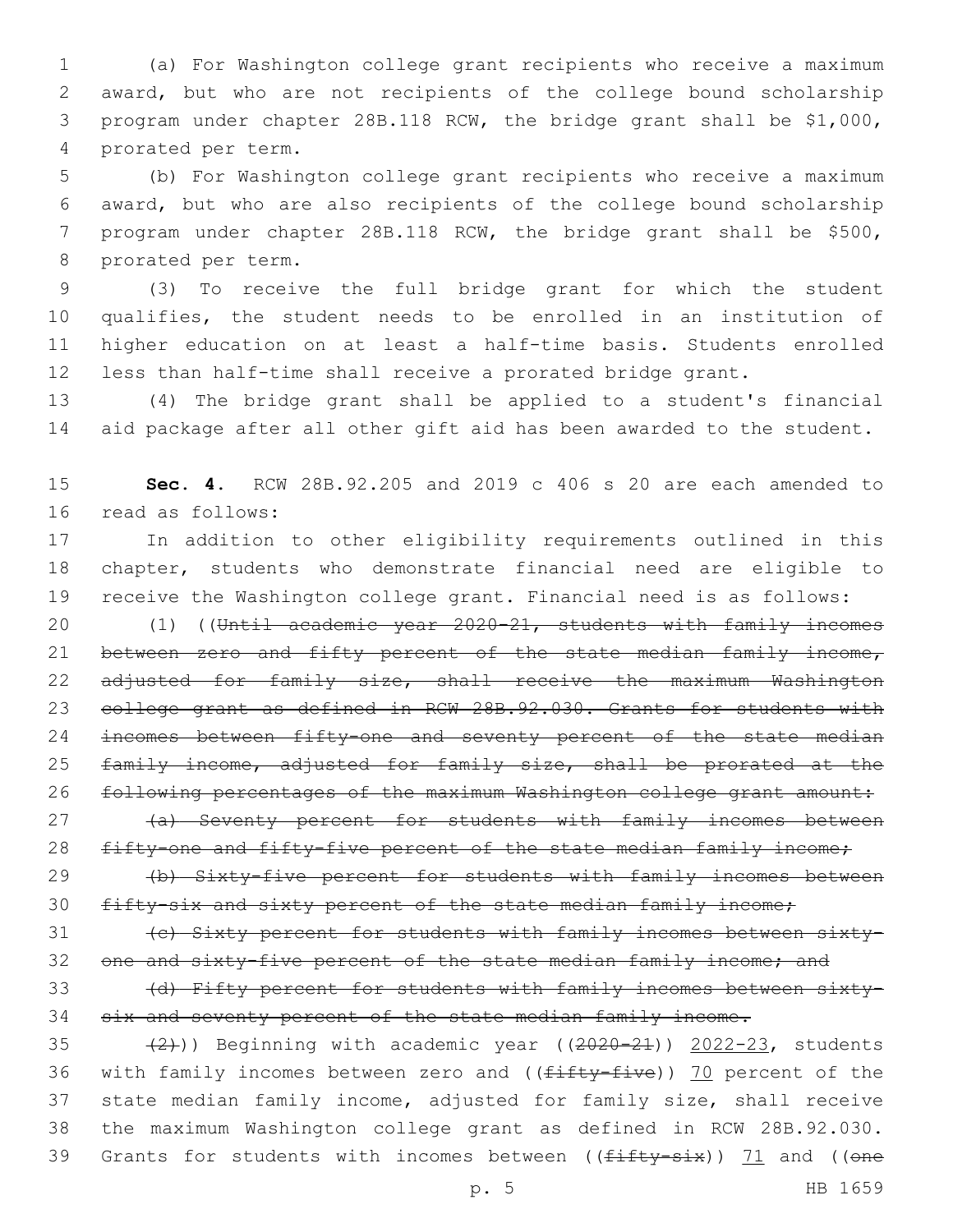(a) For Washington college grant recipients who receive a maximum award, but who are not recipients of the college bound scholarship program under chapter 28B.118 RCW, the bridge grant shall be $1,000, prorated per term.

(b) For Washington college grant recipients who receive a maximum award, but who are also recipients of the college bound scholarship program under chapter 28B.118 RCW, the bridge grant shall be $500, prorated per term.

(3) To receive the full bridge grant for which the student qualifies, the student needs to be enrolled in an institution of higher education on at least a half-time basis. Students enrolled less than half-time shall receive a prorated bridge grant.

(4) The bridge grant shall be applied to a student's financial aid package after all other gift aid has been awarded to the student.

**Sec. 4.** RCW 28B.92.205 and 2019 c 406 s 20 are each amended to read as follows:

In addition to other eligibility requirements outlined in this chapter, students who demonstrate financial need are eligible to receive the Washington college grant. Financial need is as follows:

(1) ((~~Until academic year 2020-21, students with family incomes between zero and fifty percent of the state median family income, adjusted for family size, shall receive the maximum Washington college grant as defined in RCW 28B.92.030. Grants for students with incomes between fifty-one and seventy percent of the state median family income, adjusted for family size, shall be prorated at the following percentages of the maximum Washington college grant amount:~~

~~(a) Seventy percent for students with family incomes between fifty-one and fifty-five percent of the state median family income;~~

~~(b) Sixty-five percent for students with family incomes between fifty-six and sixty percent of the state median family income;~~

~~(c) Sixty percent for students with family incomes between sixty-one and sixty-five percent of the state median family income; and~~

~~(d) Fifty percent for students with family incomes between sixty-six and seventy percent of the state median family income.~~

~~(2)~~)) Beginning with academic year ((~~2020-21~~)) <u>2022-23</u>, students with family incomes between zero and ((~~fifty-five~~)) <u>70</u> percent of the state median family income, adjusted for family size, shall receive the maximum Washington college grant as defined in RCW 28B.92.030. Grants for students with incomes between ((~~fifty-six~~)) <u>71</u> and ((~~one~~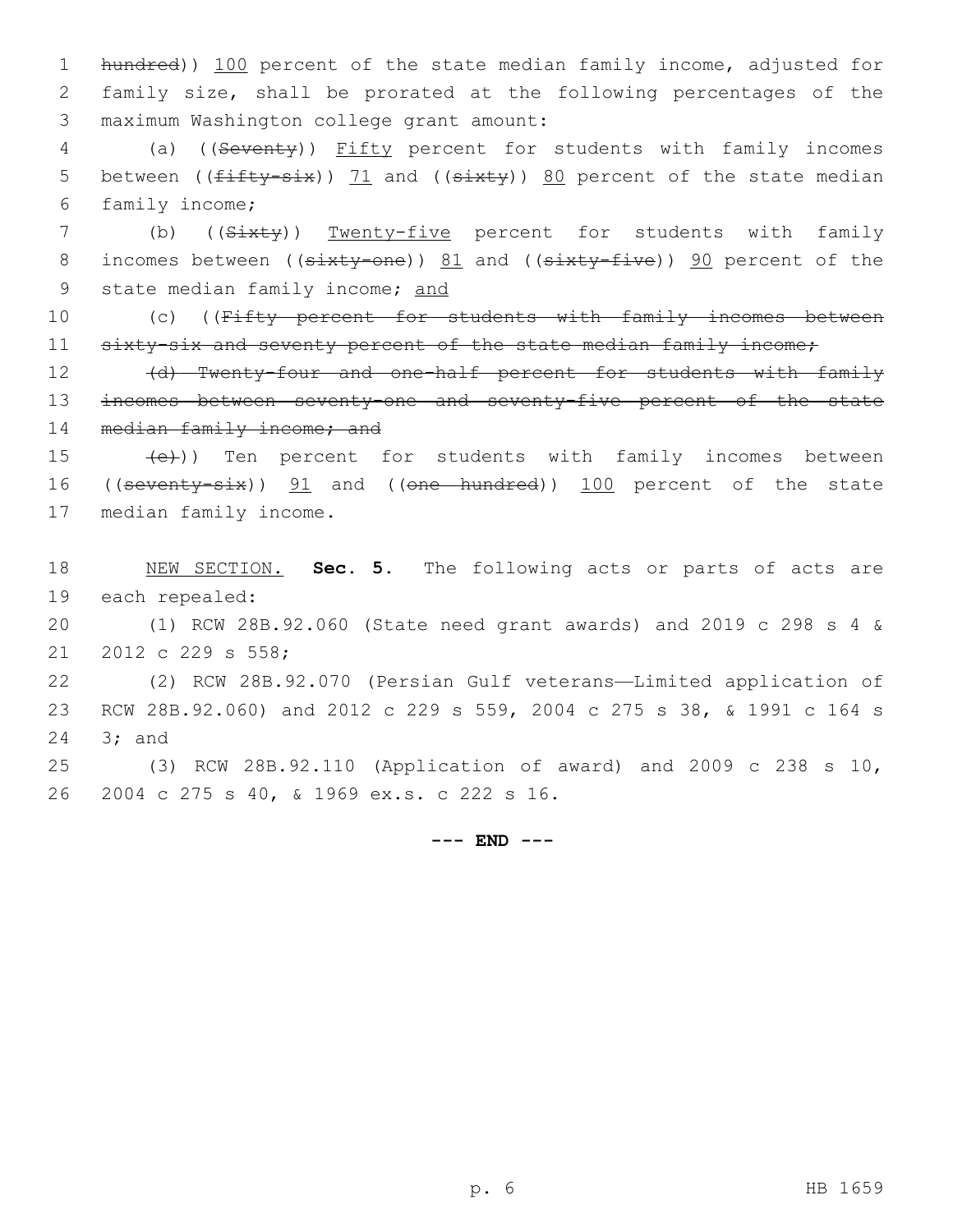hundred)) 100 percent of the state median family income, adjusted for family size, shall be prorated at the following percentages of the maximum Washington college grant amount:

(a) ((Seventy)) Fifty percent for students with family incomes between ((fifty-six)) 71 and ((sixty)) 80 percent of the state median family income;

(b) ((Sixty)) Twenty-five percent for students with family incomes between ((sixty-one)) 81 and ((sixty-five)) 90 percent of the state median family income; and

(c) ((Fifty percent for students with family incomes between sixty-six and seventy percent of the state median family income;

(d) Twenty-four and one-half percent for students with family incomes between seventy-one and seventy-five percent of the state median family income; and

(e))) Ten percent for students with family incomes between ((seventy-six)) 91 and ((one hundred)) 100 percent of the state median family income.

NEW SECTION. **Sec. 5.** The following acts or parts of acts are each repealed:

(1) RCW 28B.92.060 (State need grant awards) and 2019 c 298 s 4 & 2012 c 229 s 558;

(2) RCW 28B.92.070 (Persian Gulf veterans—Limited application of RCW 28B.92.060) and 2012 c 229 s 559, 2004 c 275 s 38, & 1991 c 164 s 3; and

(3) RCW 28B.92.110 (Application of award) and 2009 c 238 s 10, 2004 c 275 s 40, & 1969 ex.s. c 222 s 16.

**--- END ---**